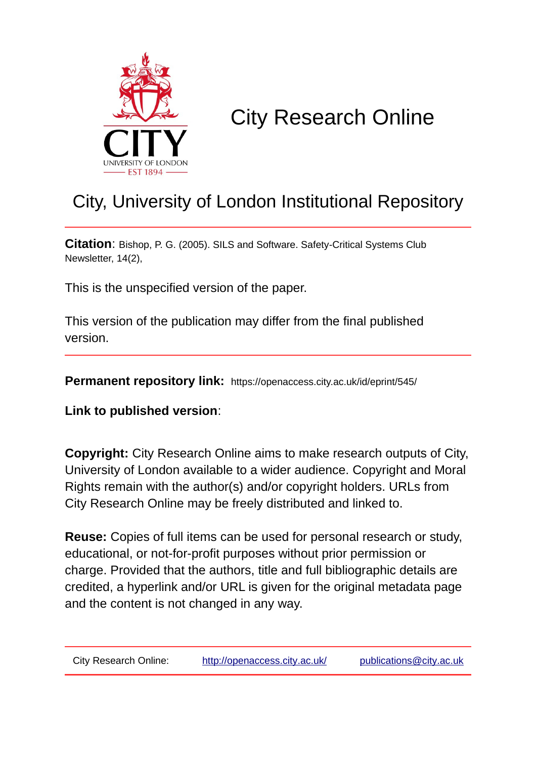# City Research Online

## City, University of London Institutional Repository

**Citation**: Bishop, P. G. (2005). SILS and Software. Safety-Critical Systems Club Newsletter, 14(2),

This is the unspecified version of the paper.

This version of the publication may differ from the final published version.

**Permanent repository link:** https://openaccess.city.ac.uk/id/eprint/545/

**Link to published version**:

**Copyright:** City Research Online aims to make research outputs of City, University of London available to a wider audience. Copyright and Moral Rights remain with the author(s) and/or copyright holders. URLs from City Research Online may be freely distributed and linked to.

**Reuse:** Copies of full items can be used for personal research or study, educational, or not-for-profit purposes without prior permission or charge. Provided that the authors, title and full bibliographic details are credited, a hyperlink and/or URL is given for the original metadata page and the content is not changed in any way.

City Research Online: http://openaccess.city.ac.uk/ publications@city.ac.uk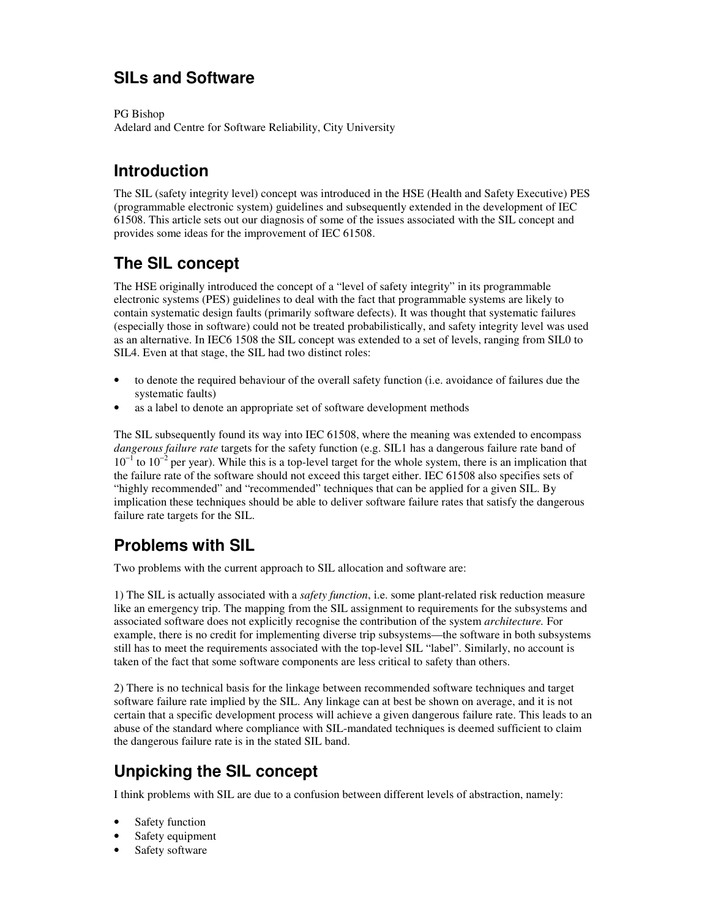# SILs and Software

PG Bishop
Adelard and Centre for Software Reliability, City University

## Introduction

The SIL (safety integrity level) concept was introduced in the HSE (Health and Safety Executive) PES (programmable electronic system) guidelines and subsequently extended in the development of IEC 61508. This article sets out our diagnosis of some of the issues associated with the SIL concept and provides some ideas for the improvement of IEC 61508.

## The SIL concept

The HSE originally introduced the concept of a "level of safety integrity" in its programmable electronic systems (PES) guidelines to deal with the fact that programmable systems are likely to contain systematic design faults (primarily software defects). It was thought that systematic failures (especially those in software) could not be treated probabilistically, and safety integrity level was used as an alternative. In IEC6 1508 the SIL concept was extended to a set of levels, ranging from SIL0 to SIL4. Even at that stage, the SIL had two distinct roles:

- to denote the required behaviour of the overall safety function (i.e. avoidance of failures due the systematic faults)
- as a label to denote an appropriate set of software development methods

The SIL subsequently found its way into IEC 61508, where the meaning was extended to encompass *dangerous failure rate* targets for the safety function (e.g. SIL1 has a dangerous failure rate band of $10^{-1}$ to $10^{-2}$ per year). While this is a top-level target for the whole system, there is an implication that the failure rate of the software should not exceed this target either. IEC 61508 also specifies sets of "highly recommended" and "recommended" techniques that can be applied for a given SIL. By implication these techniques should be able to deliver software failure rates that satisfy the dangerous failure rate targets for the SIL.

## Problems with SIL

Two problems with the current approach to SIL allocation and software are:

1) The SIL is actually associated with a *safety function*, i.e. some plant-related risk reduction measure like an emergency trip. The mapping from the SIL assignment to requirements for the subsystems and associated software does not explicitly recognise the contribution of the system *architecture.* For example, there is no credit for implementing diverse trip subsystems—the software in both subsystems still has to meet the requirements associated with the top-level SIL "label". Similarly, no account is taken of the fact that some software components are less critical to safety than others.

2) There is no technical basis for the linkage between recommended software techniques and target software failure rate implied by the SIL. Any linkage can at best be shown on average, and it is not certain that a specific development process will achieve a given dangerous failure rate. This leads to an abuse of the standard where compliance with SIL-mandated techniques is deemed sufficient to claim the dangerous failure rate is in the stated SIL band.

## Unpicking the SIL concept

I think problems with SIL are due to a confusion between different levels of abstraction, namely:

- Safety function
- Safety equipment
- Safety software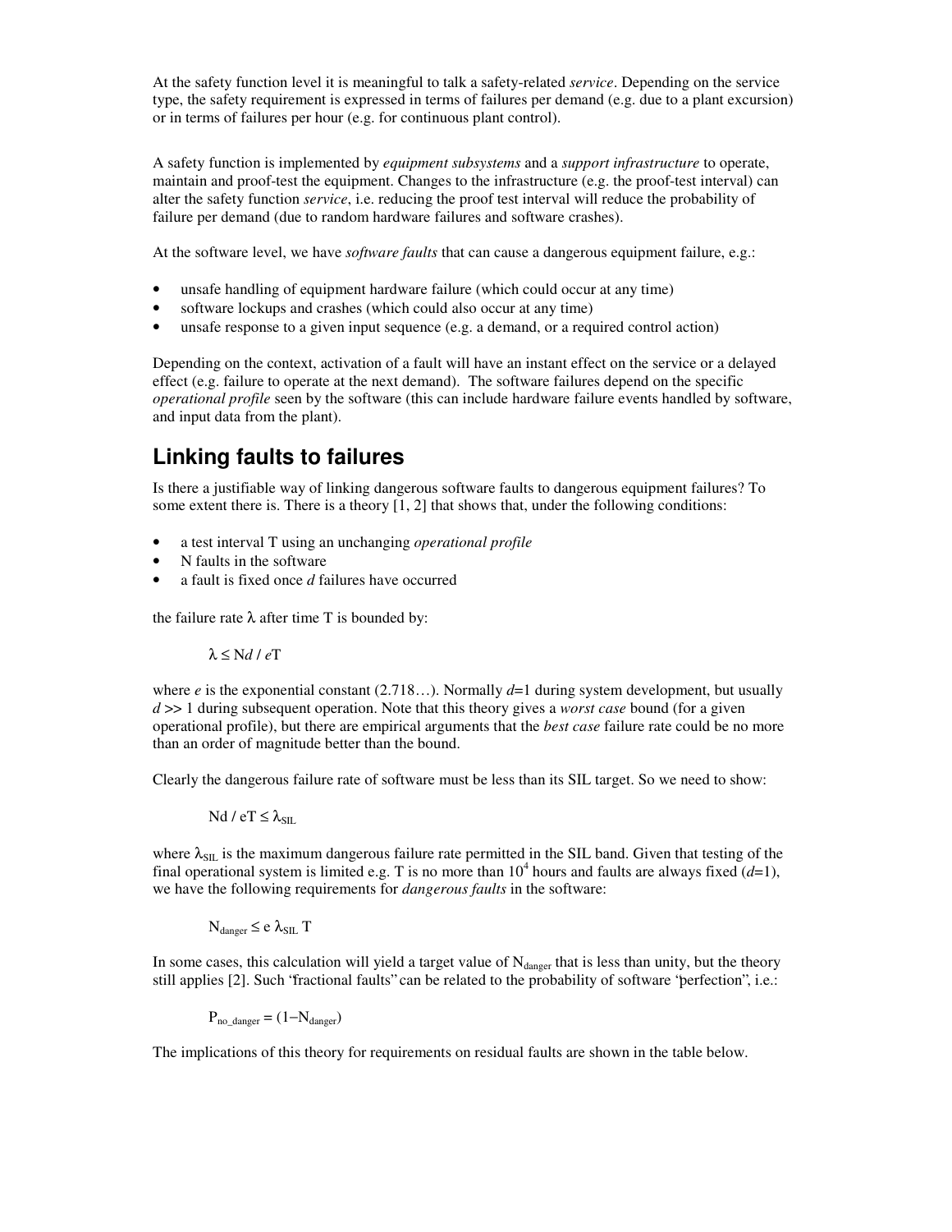At the safety function level it is meaningful to talk a safety-related *service*. Depending on the service type, the safety requirement is expressed in terms of failures per demand (e.g. due to a plant excursion) or in terms of failures per hour (e.g. for continuous plant control).

A safety function is implemented by *equipment subsystems* and a *support infrastructure* to operate, maintain and proof-test the equipment. Changes to the infrastructure (e.g. the proof-test interval) can alter the safety function *service*, i.e. reducing the proof test interval will reduce the probability of failure per demand (due to random hardware failures and software crashes).

At the software level, we have *software faults* that can cause a dangerous equipment failure, e.g.:

- unsafe handling of equipment hardware failure (which could occur at any time)
- software lockups and crashes (which could also occur at any time)
- unsafe response to a given input sequence (e.g. a demand, or a required control action)

Depending on the context, activation of a fault will have an instant effect on the service or a delayed effect (e.g. failure to operate at the next demand). The software failures depend on the specific *operational profile* seen by the software (this can include hardware failure events handled by software, and input data from the plant).

## Linking faults to failures

Is there a justifiable way of linking dangerous software faults to dangerous equipment failures? To some extent there is. There is a theory [1, 2] that shows that, under the following conditions:

- a test interval T using an unchanging *operational profile*
- N faults in the software
- a fault is fixed once *d* failures have occurred

the failure rate $\lambda$ after time T is bounded by:

$$\lambda \leq Nd / eT$$

where *e* is the exponential constant (2.718…). Normally $d$=1 during system development, but usually $d >> 1$ during subsequent operation. Note that this theory gives a *worst case* bound (for a given operational profile), but there are empirical arguments that the *best case* failure rate could be no more than an order of magnitude better than the bound.

Clearly the dangerous failure rate of software must be less than its SIL target. So we need to show:

$$Nd / eT \leq \lambda_{SIL}$$

where $\lambda_{SIL}$ is the maximum dangerous failure rate permitted in the SIL band. Given that testing of the final operational system is limited e.g. T is no more than $10^4$ hours and faults are always fixed ($d$=1), we have the following requirements for *dangerous faults* in the software:

$$N_{danger} \leq e\, \lambda_{SIL}\, T$$

In some cases, this calculation will yield a target value of $N_{danger}$ that is less than unity, but the theory still applies [2]. Such "fractional faults" can be related to the probability of software "perfection", i.e.:

$$P_{no\_danger} = (1 - N_{danger})$$

The implications of this theory for requirements on residual faults are shown in the table below.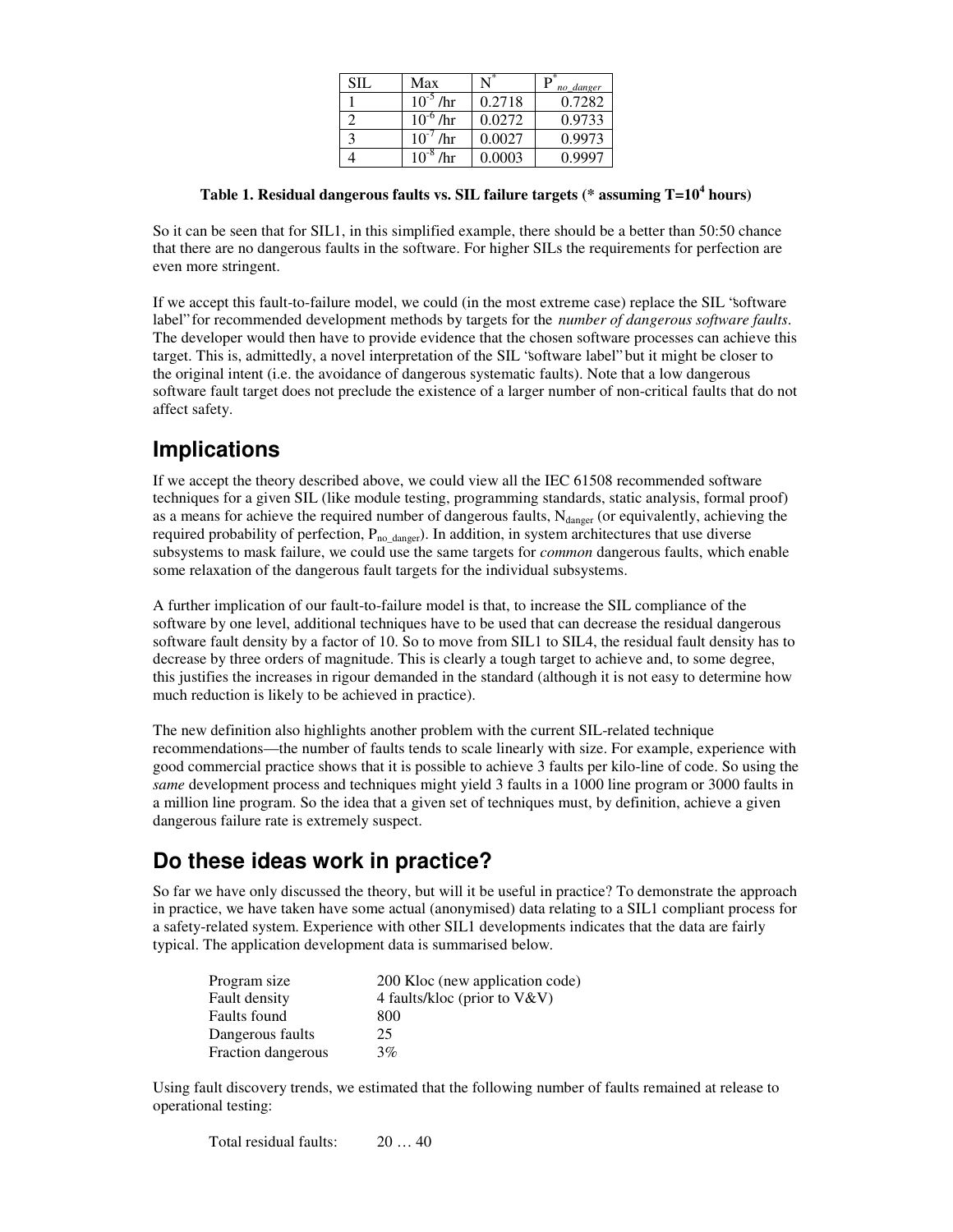| SIL | Max | $N^*$ | $P^*_{no\_danger}$ |
| --- | --- | --- | --- |
| 1 | $10^{-5}$ /hr | 0.2718 | 0.7282 |
| 2 | $10^{-6}$ /hr | 0.0272 | 0.9733 |
| 3 | $10^{-7}$ /hr | 0.0027 | 0.9973 |
| 4 | $10^{-8}$ /hr | 0.0003 | 0.9997 |

**Table 1. Residual dangerous faults vs. SIL failure targets (* assuming $T=10^4$ hours)**

So it can be seen that for SIL1, in this simplified example, there should be a better than 50:50 chance that there are no dangerous faults in the software. For higher SILs the requirements for perfection are even more stringent.

If we accept this fault-to-failure model, we could (in the most extreme case) replace the SIL "software label" for recommended development methods by targets for the *number of dangerous software faults*. The developer would then have to provide evidence that the chosen software processes can achieve this target. This is, admittedly, a novel interpretation of the SIL "software label" but it might be closer to the original intent (i.e. the avoidance of dangerous systematic faults). Note that a low dangerous software fault target does not preclude the existence of a larger number of non-critical faults that do not affect safety.

## Implications

If we accept the theory described above, we could view all the IEC 61508 recommended software techniques for a given SIL (like module testing, programming standards, static analysis, formal proof) as a means for achieve the required number of dangerous faults, $N_{danger}$ (or equivalently, achieving the required probability of perfection, $P_{no\_danger}$). In addition, in system architectures that use diverse subsystems to mask failure, we could use the same targets for *common* dangerous faults, which enable some relaxation of the dangerous fault targets for the individual subsystems.

A further implication of our fault-to-failure model is that, to increase the SIL compliance of the software by one level, additional techniques have to be used that can decrease the residual dangerous software fault density by a factor of 10. So to move from SIL1 to SIL4, the residual fault density has to decrease by three orders of magnitude. This is clearly a tough target to achieve and, to some degree, this justifies the increases in rigour demanded in the standard (although it is not easy to determine how much reduction is likely to be achieved in practice).

The new definition also highlights another problem with the current SIL-related technique recommendations—the number of faults tends to scale linearly with size. For example, experience with good commercial practice shows that it is possible to achieve 3 faults per kilo-line of code. So using the *same* development process and techniques might yield 3 faults in a 1000 line program or 3000 faults in a million line program. So the idea that a given set of techniques must, by definition, achieve a given dangerous failure rate is extremely suspect.

## Do these ideas work in practice?

So far we have only discussed the theory, but will it be useful in practice? To demonstrate the approach in practice, we have taken have some actual (anonymised) data relating to a SIL1 compliant process for a safety-related system. Experience with other SIL1 developments indicates that the data are fairly typical. The application development data is summarised below.

| | |
| --- | --- |
| Program size | 200 Kloc (new application code) |
| Fault density | 4 faults/kloc (prior to V&V) |
| Faults found | 800 |
| Dangerous faults | 25 |
| Fraction dangerous | 3% |

Using fault discovery trends, we estimated that the following number of faults remained at release to operational testing:

Total residual faults: 20 … 40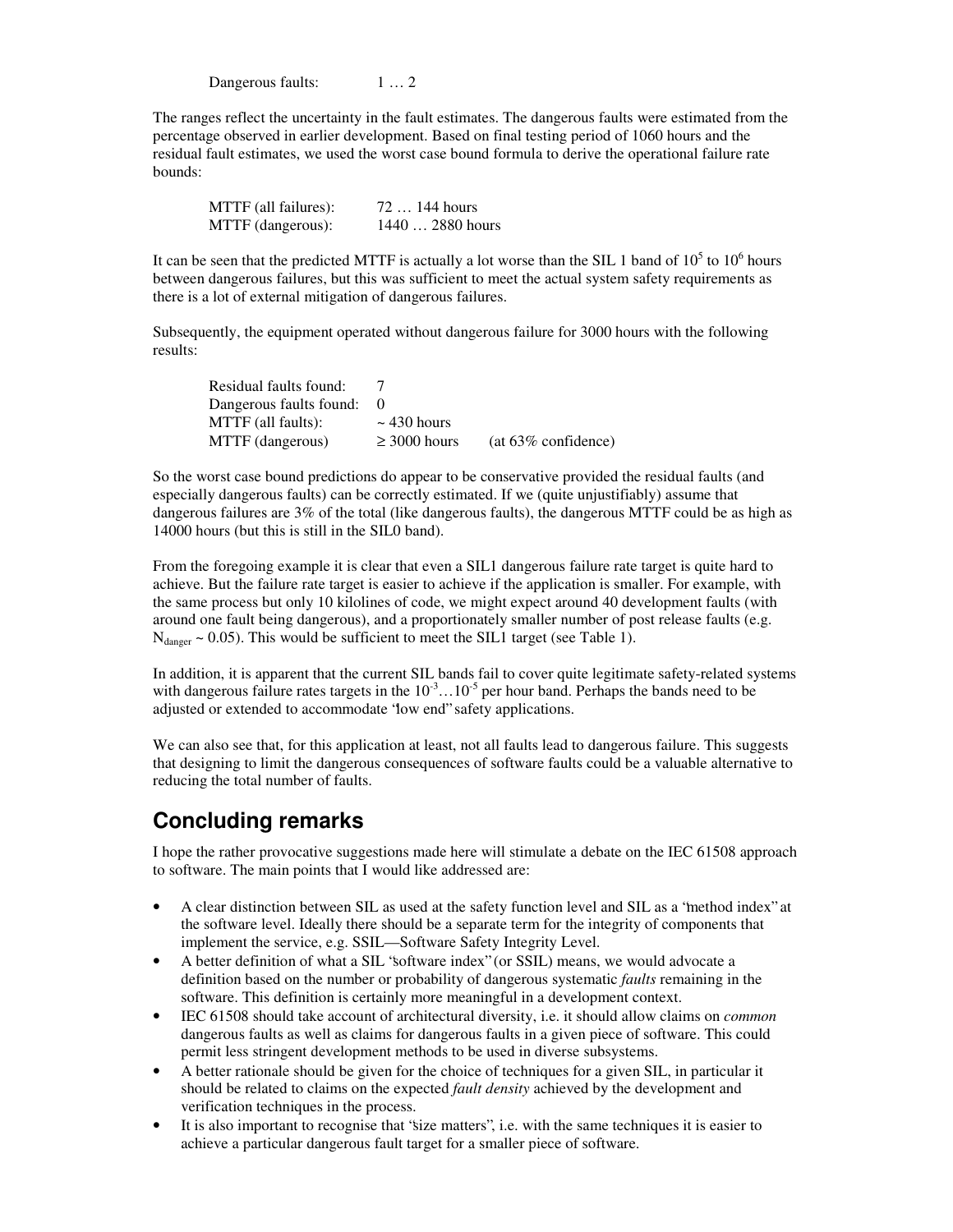Dangerous faults: 1 … 2

The ranges reflect the uncertainty in the fault estimates. The dangerous faults were estimated from the percentage observed in earlier development. Based on final testing period of 1060 hours and the residual fault estimates, we used the worst case bound formula to derive the operational failure rate bounds:

| | |
|---|---|
| MTTF (all failures): | 72 … 144 hours |
| MTTF (dangerous): | 1440 … 2880 hours |

It can be seen that the predicted MTTF is actually a lot worse than the SIL 1 band of $10^5$ to $10^6$ hours between dangerous failures, but this was sufficient to meet the actual system safety requirements as there is a lot of external mitigation of dangerous failures.

Subsequently, the equipment operated without dangerous failure for 3000 hours with the following results:

| | | |
|---|---|---|
| Residual faults found: | 7 | |
| Dangerous faults found: | 0 | |
| MTTF (all faults): | ~ 430 hours | |
| MTTF (dangerous) | ≥ 3000 hours | (at 63% confidence) |

So the worst case bound predictions do appear to be conservative provided the residual faults (and especially dangerous faults) can be correctly estimated. If we (quite unjustifiably) assume that dangerous failures are 3% of the total (like dangerous faults), the dangerous MTTF could be as high as 14000 hours (but this is still in the SIL0 band).

From the foregoing example it is clear that even a SIL1 dangerous failure rate target is quite hard to achieve. But the failure rate target is easier to achieve if the application is smaller. For example, with the same process but only 10 kilolines of code, we might expect around 40 development faults (with around one fault being dangerous), and a proportionately smaller number of post release faults (e.g. $N_{danger} \sim 0.05$). This would be sufficient to meet the SIL1 target (see Table 1).

In addition, it is apparent that the current SIL bands fail to cover quite legitimate safety-related systems with dangerous failure rates targets in the $10^{-3}…10^{-5}$ per hour band. Perhaps the bands need to be adjusted or extended to accommodate "low end" safety applications.

We can also see that, for this application at least, not all faults lead to dangerous failure. This suggests that designing to limit the dangerous consequences of software faults could be a valuable alternative to reducing the total number of faults.

## Concluding remarks

I hope the rather provocative suggestions made here will stimulate a debate on the IEC 61508 approach to software. The main points that I would like addressed are:

- A clear distinction between SIL as used at the safety function level and SIL as a "method index" at the software level. Ideally there should be a separate term for the integrity of components that implement the service, e.g. SSIL—Software Safety Integrity Level.
- A better definition of what a SIL "software index" (or SSIL) means, we would advocate a definition based on the number or probability of dangerous systematic *faults* remaining in the software. This definition is certainly more meaningful in a development context.
- IEC 61508 should take account of architectural diversity, i.e. it should allow claims on *common* dangerous faults as well as claims for dangerous faults in a given piece of software. This could permit less stringent development methods to be used in diverse subsystems.
- A better rationale should be given for the choice of techniques for a given SIL, in particular it should be related to claims on the expected *fault density* achieved by the development and verification techniques in the process.
- It is also important to recognise that "size matters", i.e. with the same techniques it is easier to achieve a particular dangerous fault target for a smaller piece of software.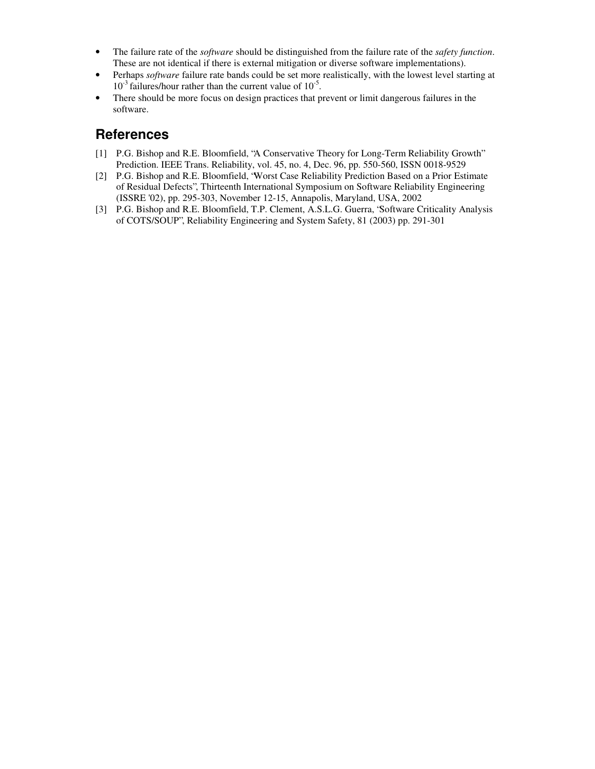- The failure rate of the *software* should be distinguished from the failure rate of the *safety function*. These are not identical if there is external mitigation or diverse software implementations).
- Perhaps *software* failure rate bands could be set more realistically, with the lowest level starting at $10^{-3}$ failures/hour rather than the current value of $10^{-5}$.
- There should be more focus on design practices that prevent or limit dangerous failures in the software.

## References

[1] P.G. Bishop and R.E. Bloomfield, "A Conservative Theory for Long-Term Reliability Growth" Prediction. IEEE Trans. Reliability, vol. 45, no. 4, Dec. 96, pp. 550-560, ISSN 0018-9529

[2] P.G. Bishop and R.E. Bloomfield, "Worst Case Reliability Prediction Based on a Prior Estimate of Residual Defects", Thirteenth International Symposium on Software Reliability Engineering (ISSRE '02), pp. 295-303, November 12-15, Annapolis, Maryland, USA, 2002

[3] P.G. Bishop and R.E. Bloomfield, T.P. Clement, A.S.L.G. Guerra, 'Software Criticality Analysis of COTS/SOUP", Reliability Engineering and System Safety, 81 (2003) pp. 291-301